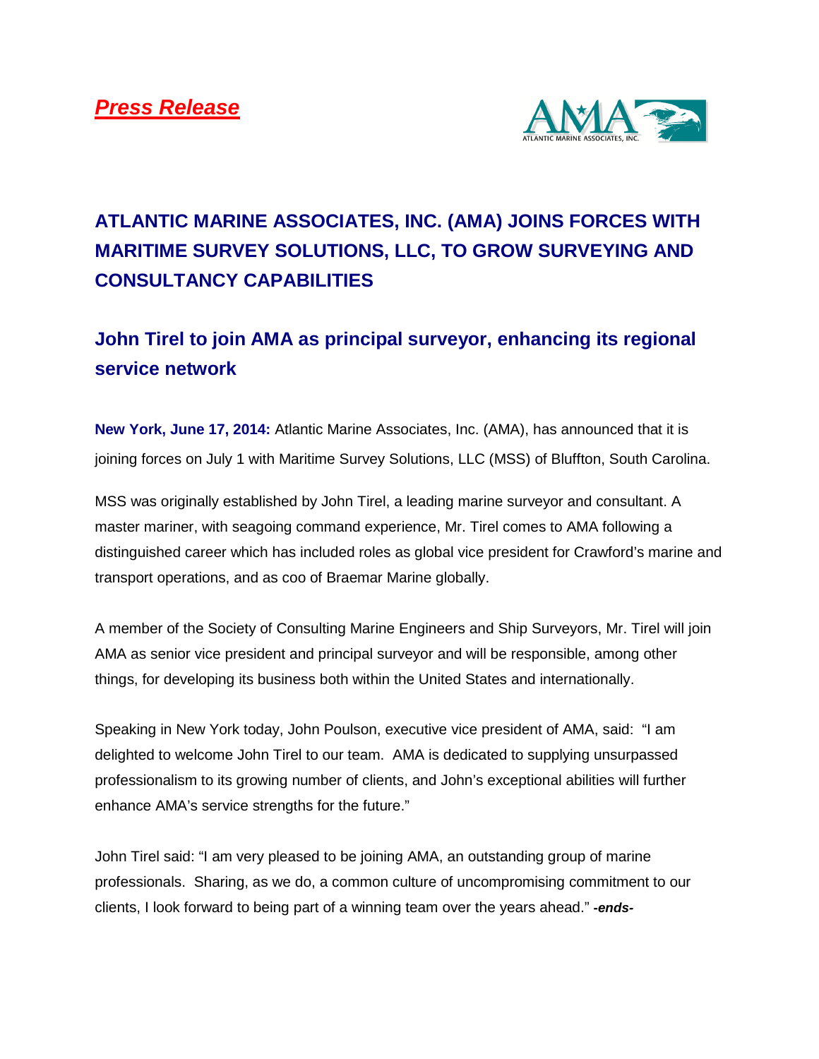***Press Release***

# ATLANTIC MARINE ASSOCIATES, INC. (AMA) JOINS FORCES WITH MARITIME SURVEY SOLUTIONS, LLC, TO GROW SURVEYING AND CONSULTANCY CAPABILITIES

## John Tirel to join AMA as principal surveyor, enhancing its regional service network

**New York, June 17, 2014:** Atlantic Marine Associates, Inc. (AMA), has announced that it is joining forces on July 1 with Maritime Survey Solutions, LLC (MSS) of Bluffton, South Carolina.

MSS was originally established by John Tirel, a leading marine surveyor and consultant. A master mariner, with seagoing command experience, Mr. Tirel comes to AMA following a distinguished career which has included roles as global vice president for Crawford's marine and transport operations, and as coo of Braemar Marine globally.

A member of the Society of Consulting Marine Engineers and Ship Surveyors, Mr. Tirel will join AMA as senior vice president and principal surveyor and will be responsible, among other things, for developing its business both within the United States and internationally.

Speaking in New York today, John Poulson, executive vice president of AMA, said: "I am delighted to welcome John Tirel to our team. AMA is dedicated to supplying unsurpassed professionalism to its growing number of clients, and John's exceptional abilities will further enhance AMA's service strengths for the future."

John Tirel said: "I am very pleased to be joining AMA, an outstanding group of marine professionals. Sharing, as we do, a common culture of uncompromising commitment to our clients, I look forward to being part of a winning team over the years ahead." ***-ends-***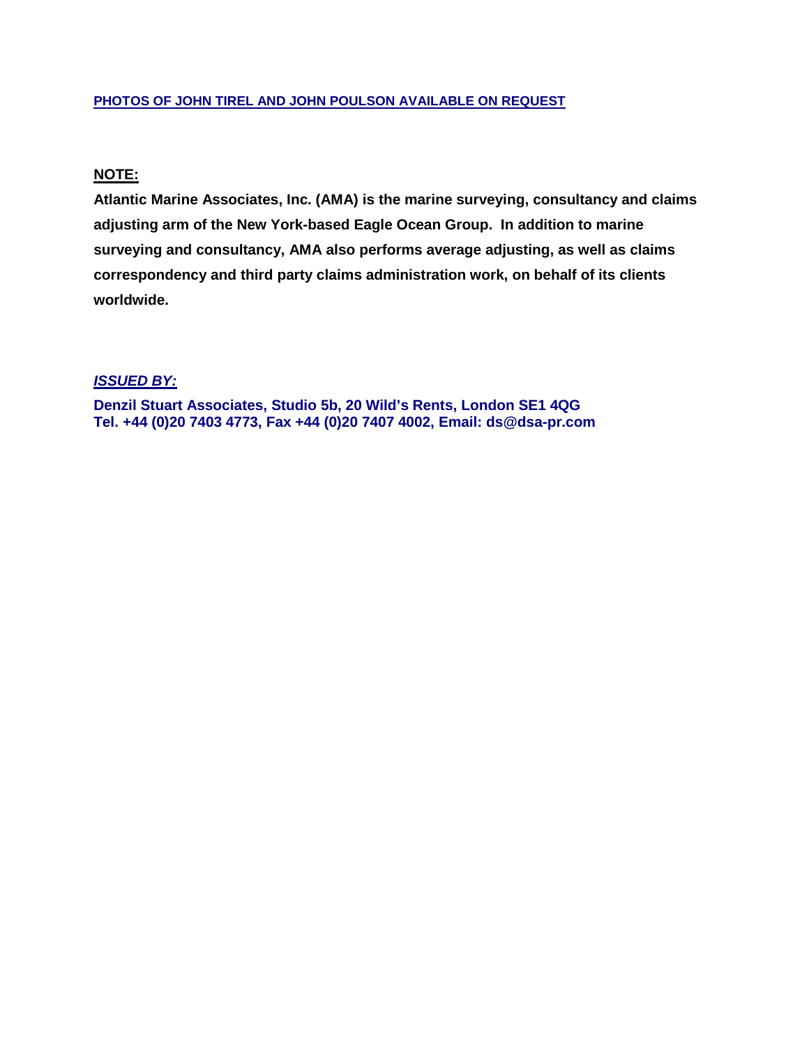**PHOTOS OF JOHN TIREL AND JOHN POULSON AVAILABLE ON REQUEST**

**NOTE:**

**Atlantic Marine Associates, Inc. (AMA) is the marine surveying, consultancy and claims adjusting arm of the New York-based Eagle Ocean Group. In addition to marine surveying and consultancy, AMA also performs average adjusting, as well as claims correspondency and third party claims administration work, on behalf of its clients worldwide.**

***ISSUED BY:***

**Denzil Stuart Associates, Studio 5b, 20 Wild's Rents, London SE1 4QG**
**Tel. +44 (0)20 7403 4773, Fax +44 (0)20 7407 4002, Email: ds@dsa-pr.com**